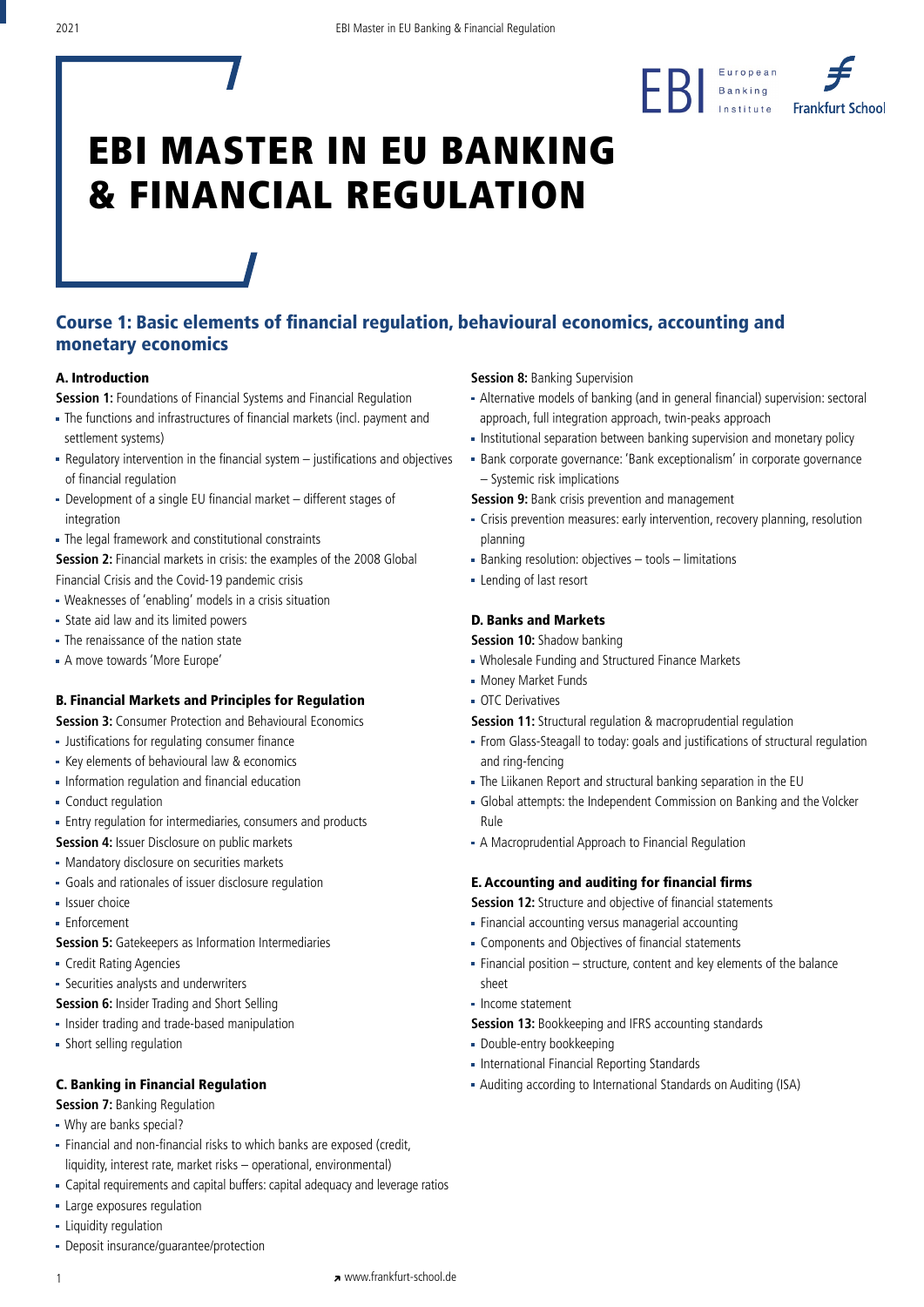# EBI MASTER IN EU BANKING & FINANCIAL REGULATION

## Course 1: Basic elements of financial regulation, behavioural economics, accounting and monetary economics

### A. Introduction

**Session 1:** Foundations of Financial Systems and Financial Regulation

- The functions and infrastructures of financial markets (incl. payment and settlement systems)
- Regulatory intervention in the financial system – justifications and objectives of financial regulation
- Development of a single EU financial market – different stages of integration
- The legal framework and constitutional constraints

**Session 2:** Financial markets in crisis: the examples of the 2008 Global Financial Crisis and the Covid-19 pandemic crisis

- Weaknesses of 'enabling' models in a crisis situation
- State aid law and its limited powers
- The renaissance of the nation state
- A move towards 'More Europe'

### B. Financial Markets and Principles for Regulation

**Session 3:** Consumer Protection and Behavioural Economics

- Justifications for regulating consumer finance
- Key elements of behavioural law & economics
- Information regulation and financial education
- Conduct regulation
- Entry regulation for intermediaries, consumers and products

**Session 4:** Issuer Disclosure on public markets

- Mandatory disclosure on securities markets
- Goals and rationales of issuer disclosure regulation
- Issuer choice
- Enforcement

**Session 5:** Gatekeepers as Information Intermediaries

- Credit Rating Agencies
- Securities analysts and underwriters

**Session 6:** Insider Trading and Short Selling

- Insider trading and trade-based manipulation
- Short selling regulation

### C. Banking in Financial Regulation

**Session 7:** Banking Regulation

- Why are banks special?
- Financial and non-financial risks to which banks are exposed (credit, liquidity, interest rate, market risks – operational, environmental)
- Capital requirements and capital buffers: capital adequacy and leverage ratios
- Large exposures regulation
- Liquidity regulation
- Deposit insurance/guarantee/protection

**Session 8:** Banking Supervision

- Alternative models of banking (and in general financial) supervision: sectoral approach, full integration approach, twin-peaks approach
- Institutional separation between banking supervision and monetary policy
- Bank corporate governance: 'Bank exceptionalism' in corporate governance – Systemic risk implications

**Session 9:** Bank crisis prevention and management

- Crisis prevention measures: early intervention, recovery planning, resolution planning
- Banking resolution: objectives – tools – limitations
- Lending of last resort

### D. Banks and Markets

**Session 10:** Shadow banking

- Wholesale Funding and Structured Finance Markets
- Money Market Funds
- OTC Derivatives

**Session 11:** Structural regulation & macroprudential regulation

- From Glass-Steagall to today: goals and justifications of structural regulation and ring-fencing
- The Liikanen Report and structural banking separation in the EU
- Global attempts: the Independent Commission on Banking and the Volcker Rule
- A Macroprudential Approach to Financial Regulation

### E. Accounting and auditing for financial firms

**Session 12:** Structure and objective of financial statements

- Financial accounting versus managerial accounting
- Components and Objectives of financial statements
- Financial position – structure, content and key elements of the balance sheet
- Income statement

**Session 13:** Bookkeeping and IFRS accounting standards

- Double-entry bookkeeping
- International Financial Reporting Standards
- Auditing according to International Standards on Auditing (ISA)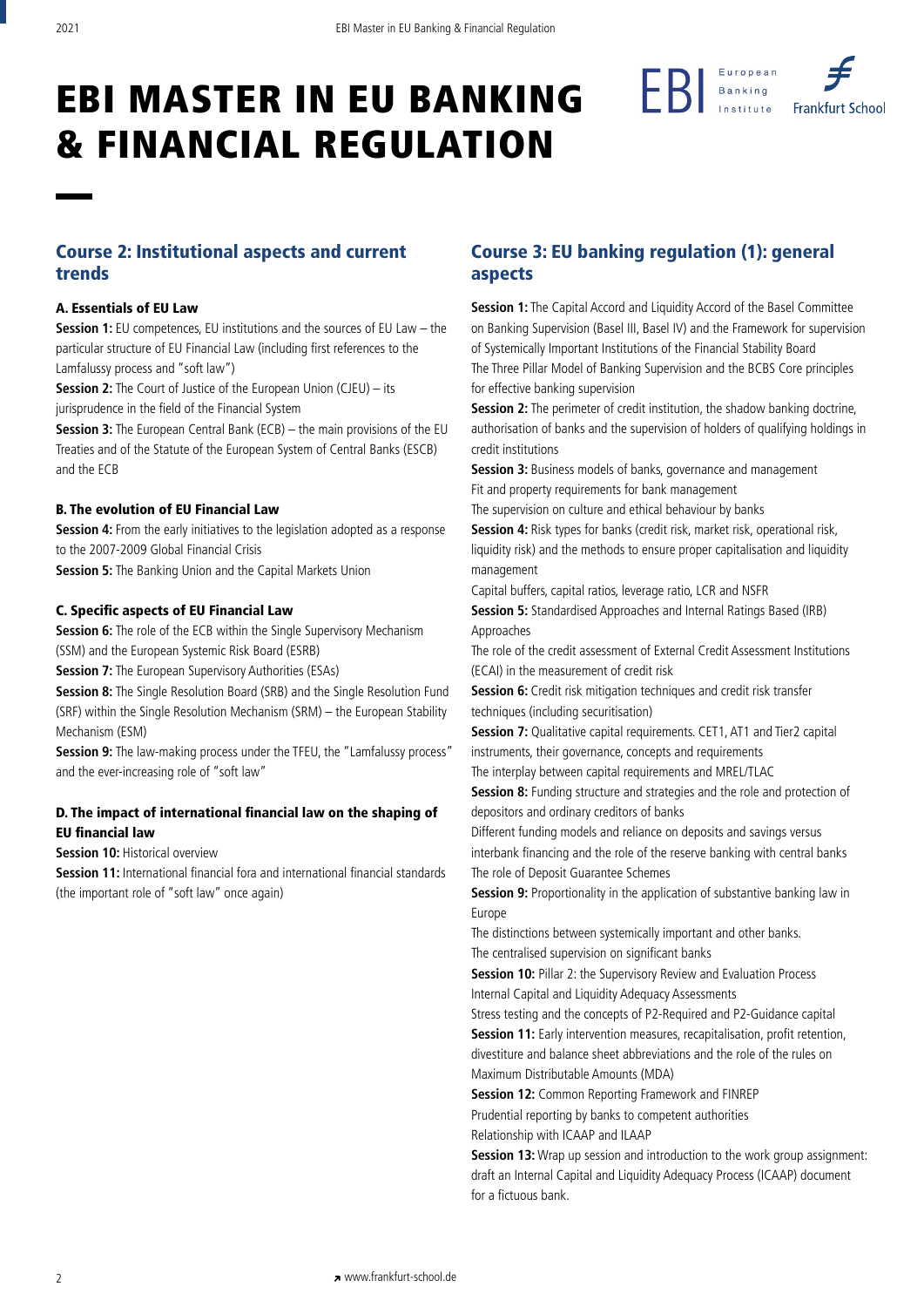# EBI MASTER IN EU BANKING & FINANCIAL REGULATION

## Course 2: Institutional aspects and current trends

### A. Essentials of EU Law

**Session 1:** EU competences, EU institutions and the sources of EU Law – the particular structure of EU Financial Law (including first references to the Lamfalussy process and "soft law")

**Session 2:** The Court of Justice of the European Union (CJEU) – its jurisprudence in the field of the Financial System

**Session 3:** The European Central Bank (ECB) – the main provisions of the EU Treaties and of the Statute of the European System of Central Banks (ESCB) and the ECB

### B. The evolution of EU Financial Law

**Session 4:** From the early initiatives to the legislation adopted as a response to the 2007-2009 Global Financial Crisis

**Session 5:** The Banking Union and the Capital Markets Union

### C. Specific aspects of EU Financial Law

**Session 6:** The role of the ECB within the Single Supervisory Mechanism (SSM) and the European Systemic Risk Board (ESRB)

**Session 7:** The European Supervisory Authorities (ESAs)

**Session 8:** The Single Resolution Board (SRB) and the Single Resolution Fund (SRF) within the Single Resolution Mechanism (SRM) – the European Stability Mechanism (ESM)

**Session 9:** The law-making process under the TFEU, the "Lamfalussy process" and the ever-increasing role of "soft law"

### D. The impact of international financial law on the shaping of EU financial law

**Session 10:** Historical overview

**Session 11:** International financial fora and international financial standards (the important role of "soft law" once again)

## Course 3: EU banking regulation (1): general aspects

**Session 1:** The Capital Accord and Liquidity Accord of the Basel Committee on Banking Supervision (Basel III, Basel IV) and the Framework for supervision of Systemically Important Institutions of the Financial Stability Board
The Three Pillar Model of Banking Supervision and the BCBS Core principles for effective banking supervision

**Session 2:** The perimeter of credit institution, the shadow banking doctrine, authorisation of banks and the supervision of holders of qualifying holdings in credit institutions

**Session 3:** Business models of banks, governance and management
Fit and property requirements for bank management
The supervision on culture and ethical behaviour by banks

**Session 4:** Risk types for banks (credit risk, market risk, operational risk, liquidity risk) and the methods to ensure proper capitalisation and liquidity management
Capital buffers, capital ratios, leverage ratio, LCR and NSFR

**Session 5:** Standardised Approaches and Internal Ratings Based (IRB) Approaches
The role of the credit assessment of External Credit Assessment Institutions (ECAI) in the measurement of credit risk

**Session 6:** Credit risk mitigation techniques and credit risk transfer techniques (including securitisation)

**Session 7:** Qualitative capital requirements. CET1, AT1 and Tier2 capital instruments, their governance, concepts and requirements
The interplay between capital requirements and MREL/TLAC

**Session 8:** Funding structure and strategies and the role and protection of depositors and ordinary creditors of banks
Different funding models and reliance on deposits and savings versus interbank financing and the role of the reserve banking with central banks
The role of Deposit Guarantee Schemes

**Session 9:** Proportionality in the application of substantive banking law in Europe
The distinctions between systemically important and other banks.
The centralised supervision on significant banks

**Session 10:** Pillar 2: the Supervisory Review and Evaluation Process
Internal Capital and Liquidity Adequacy Assessments
Stress testing and the concepts of P2-Required and P2-Guidance capital

**Session 11:** Early intervention measures, recapitalisation, profit retention, divestiture and balance sheet abbreviations and the role of the rules on Maximum Distributable Amounts (MDA)

**Session 12:** Common Reporting Framework and FINREP
Prudential reporting by banks to competent authorities
Relationship with ICAAP and ILAAP

**Session 13:** Wrap up session and introduction to the work group assignment: draft an Internal Capital and Liquidity Adequacy Process (ICAAP) document for a fictuous bank.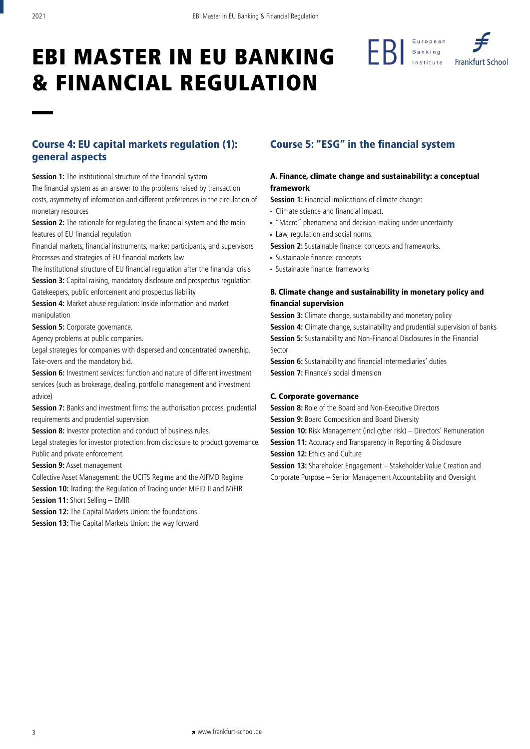# EBI MASTER IN EU BANKING & FINANCIAL REGULATION

## Course 4: EU capital markets regulation (1): general aspects

**Session 1:** The institutional structure of the financial system
The financial system as an answer to the problems raised by transaction costs, asymmetry of information and different preferences in the circulation of monetary resources

**Session 2:** The rationale for regulating the financial system and the main features of EU financial regulation
Financial markets, financial instruments, market participants, and supervisors
Processes and strategies of EU financial markets law
The institutional structure of EU financial regulation after the financial crisis

**Session 3:** Capital raising, mandatory disclosure and prospectus regulation
Gatekeepers, public enforcement and prospectus liability

**Session 4:** Market abuse regulation: Inside information and market manipulation

**Session 5:** Corporate governance.
Agency problems at public companies.
Legal strategies for companies with dispersed and concentrated ownership.
Take-overs and the mandatory bid.

**Session 6:** Investment services: function and nature of different investment services (such as brokerage, dealing, portfolio management and investment advice)

**Session 7:** Banks and investment firms: the authorisation process, prudential requirements and prudential supervision

**Session 8:** Investor protection and conduct of business rules.
Legal strategies for investor protection: from disclosure to product governance.
Public and private enforcement.

**Session 9:** Asset management
Collective Asset Management: the UCITS Regime and the AIFMD Regime

**Session 10:** Trading: the Regulation of Trading under MiFID II and MiFIR

**Session 11:** Short Selling – EMIR

**Session 12:** The Capital Markets Union: the foundations

**Session 13:** The Capital Markets Union: the way forward

## Course 5: "ESG" in the financial system

### A. Finance, climate change and sustainability: a conceptual framework

**Session 1:** Financial implications of climate change:

- Climate science and financial impact.
- "Macro" phenomena and decision-making under uncertainty
- Law, regulation and social norms.

**Session 2:** Sustainable finance: concepts and frameworks.

- Sustainable finance: concepts
- Sustainable finance: frameworks

### B. Climate change and sustainability in monetary policy and financial supervision

**Session 3:** Climate change, sustainability and monetary policy
**Session 4:** Climate change, sustainability and prudential supervision of banks
**Session 5:** Sustainability and Non-Financial Disclosures in the Financial Sector
**Session 6:** Sustainability and financial intermediaries' duties
**Session 7:** Finance's social dimension

### C. Corporate governance

**Session 8:** Role of the Board and Non-Executive Directors
**Session 9:** Board Composition and Board Diversity
**Session 10:** Risk Management (incl cyber risk) – Directors' Remuneration
**Session 11:** Accuracy and Transparency in Reporting & Disclosure
**Session 12:** Ethics and Culture
**Session 13:** Shareholder Engagement – Stakeholder Value Creation and Corporate Purpose – Senior Management Accountability and Oversight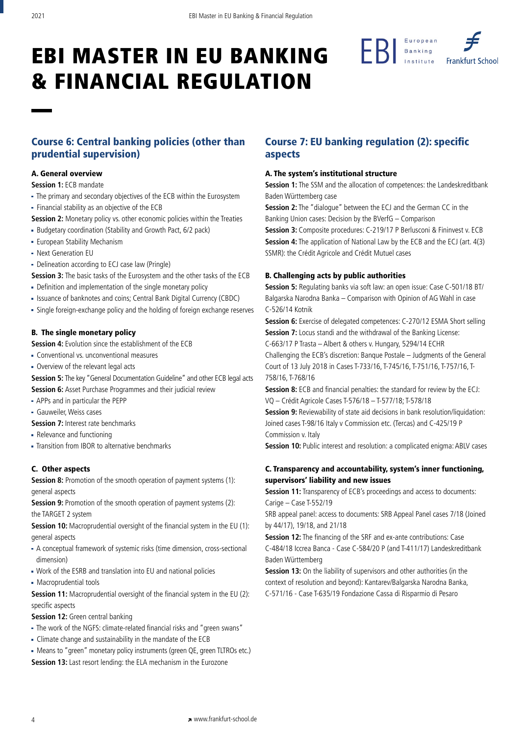# EBI MASTER IN EU BANKING & FINANCIAL REGULATION

## Course 6: Central banking policies (other than prudential supervision)

### A. General overview

**Session 1:** ECB mandate

- The primary and secondary objectives of the ECB within the Eurosystem
- Financial stability as an objective of the ECB

**Session 2:** Monetary policy vs. other economic policies within the Treaties

- Budgetary coordination (Stability and Growth Pact, 6/2 pack)
- European Stability Mechanism
- Next Generation EU
- Delineation according to ECJ case law (Pringle)

**Session 3:** The basic tasks of the Eurosystem and the other tasks of the ECB

- Definition and implementation of the single monetary policy
- Issuance of banknotes and coins; Central Bank Digital Currency (CBDC)
- Single foreign-exchange policy and the holding of foreign exchange reserves

### B. The single monetary policy

**Session 4:** Evolution since the establishment of the ECB

- Conventional vs. unconventional measures
- Overview of the relevant legal acts

**Session 5:** The key "General Documentation Guideline" and other ECB legal acts

**Session 6:** Asset Purchase Programmes and their judicial review

- APPs and in particular the PEPP
- Gauweiler, Weiss cases

**Session 7:** Interest rate benchmarks

- Relevance and functioning
- Transition from IBOR to alternative benchmarks

### C. Other aspects

**Session 8:** Promotion of the smooth operation of payment systems (1): general aspects

**Session 9:** Promotion of the smooth operation of payment systems (2): the TARGET 2 system

**Session 10:** Macroprudential oversight of the financial system in the EU (1): general aspects

- A conceptual framework of systemic risks (time dimension, cross-sectional dimension)
- Work of the ESRB and translation into EU and national policies
- Macroprudential tools

**Session 11:** Macroprudential oversight of the financial system in the EU (2): specific aspects

**Session 12:** Green central banking

- The work of the NGFS: climate-related financial risks and "green swans"
- Climate change and sustainability in the mandate of the ECB
- Means to "green" monetary policy instruments (green QE, green TLTROs etc.)

**Session 13:** Last resort lending: the ELA mechanism in the Eurozone

## Course 7: EU banking regulation (2): specific aspects

### A. The system's institutional structure

**Session 1:** The SSM and the allocation of competences: the Landeskreditbank Baden Württemberg case

**Session 2:** The "dialogue" between the ECJ and the German CC in the Banking Union cases: Decision by the BVerfG – Comparison

**Session 3:** Composite procedures: C-219/17 P Berlusconi & Fininvest v. ECB

**Session 4:** The application of National Law by the ECB and the ECJ (art. 4(3) SSMR): the Crédit Agricole and Crédit Mutuel cases

### B. Challenging acts by public authorities

**Session 5:** Regulating banks via soft law: an open issue: Case C-501/18 BT/ Balgarska Narodna Banka – Comparison with Opinion of AG Wahl in case C-526/14 Kotnik

**Session 6:** Exercise of delegated competences: C-270/12 ESMA Short selling

**Session 7:** Locus standi and the withdrawal of the Banking License: C-663/17 P Trasta – Albert & others v. Hungary, 5294/14 ECHR

Challenging the ECB's discretion: Banque Postale – Judgments of the General Court of 13 July 2018 in Cases T-733/16, T-745/16, T-751/16, T-757/16, T-758/16, T-768/16

**Session 8:** ECB and financial penalties: the standard for review by the ECJ: VQ – Crédit Agricole Cases T-576/18 – T-577/18; T-578/18

**Session 9:** Reviewability of state aid decisions in bank resolution/liquidation: Joined cases T-98/16 Italy v Commission etc. (Tercas) and C-425/19 P Commission v. Italy

**Session 10:** Public interest and resolution: a complicated enigma: ABLV cases

### C. Transparency and accountability, system's inner functioning, supervisors' liability and new issues

**Session 11:** Transparency of ECB's proceedings and access to documents: Carige – Case T-552/19

SRB appeal panel: access to documents: SRB Appeal Panel cases 7/18 (Joined by 44/17), 19/18, and 21/18

**Session 12:** The financing of the SRF and ex-ante contributions: Case C-484/18 Iccrea Banca - Case C-584/20 P (and T-411/17) Landeskreditbank Baden Württemberg

**Session 13:** On the liability of supervisors and other authorities (in the context of resolution and beyond): Kantarev/Balgarska Narodna Banka, C-571/16 - Case T-635/19 Fondazione Cassa di Risparmio di Pesaro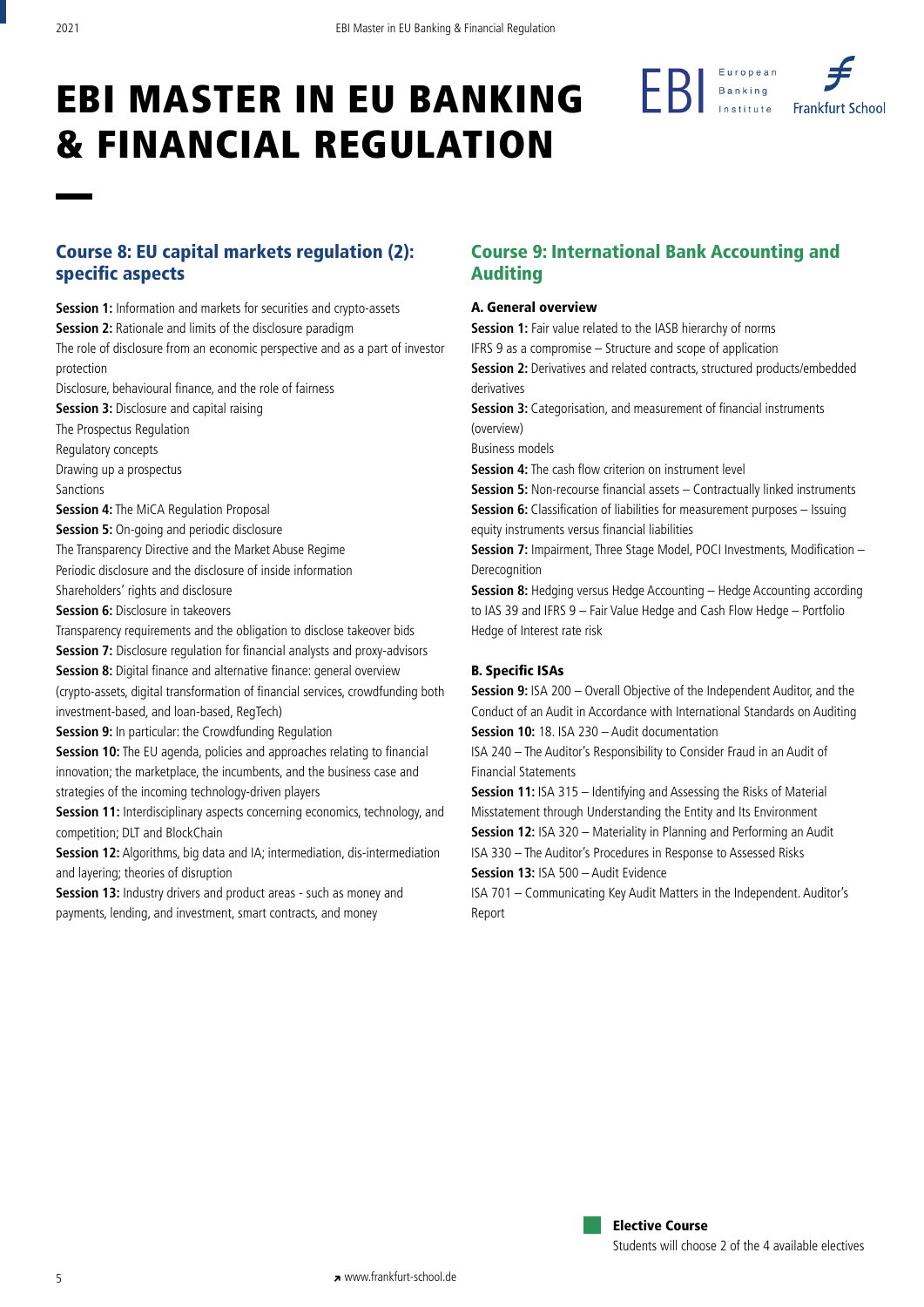# EBI MASTER IN EU BANKING & FINANCIAL REGULATION

## Course 8: EU capital markets regulation (2): specific aspects

**Session 1:** Information and markets for securities and crypto-assets

**Session 2:** Rationale and limits of the disclosure paradigm

The role of disclosure from an economic perspective and as a part of investor protection

Disclosure, behavioural finance, and the role of fairness

**Session 3:** Disclosure and capital raising

The Prospectus Regulation

Regulatory concepts

Drawing up a prospectus

Sanctions

**Session 4:** The MiCA Regulation Proposal

**Session 5:** On-going and periodic disclosure

The Transparency Directive and the Market Abuse Regime

Periodic disclosure and the disclosure of inside information

Shareholders' rights and disclosure

**Session 6:** Disclosure in takeovers

Transparency requirements and the obligation to disclose takeover bids

**Session 7:** Disclosure regulation for financial analysts and proxy-advisors

**Session 8:** Digital finance and alternative finance: general overview (crypto-assets, digital transformation of financial services, crowdfunding both investment-based, and loan-based, RegTech)

**Session 9:** In particular: the Crowdfunding Regulation

**Session 10:** The EU agenda, policies and approaches relating to financial innovation; the marketplace, the incumbents, and the business case and strategies of the incoming technology-driven players

**Session 11:** Interdisciplinary aspects concerning economics, technology, and competition; DLT and BlockChain

**Session 12:** Algorithms, big data and IA; intermediation, dis-intermediation and layering; theories of disruption

**Session 13:** Industry drivers and product areas - such as money and payments, lending, and investment, smart contracts, and money

## Course 9: International Bank Accounting and Auditing

### A. General overview

**Session 1:** Fair value related to the IASB hierarchy of norms

IFRS 9 as a compromise – Structure and scope of application

**Session 2:** Derivatives and related contracts, structured products/embedded derivatives

**Session 3:** Categorisation, and measurement of financial instruments (overview)

Business models

**Session 4:** The cash flow criterion on instrument level

**Session 5:** Non-recourse financial assets – Contractually linked instruments

**Session 6:** Classification of liabilities for measurement purposes – Issuing equity instruments versus financial liabilities

**Session 7:** Impairment, Three Stage Model, POCI Investments, Modification – Derecognition

**Session 8:** Hedging versus Hedge Accounting – Hedge Accounting according to IAS 39 and IFRS 9 – Fair Value Hedge and Cash Flow Hedge – Portfolio Hedge of Interest rate risk

### B. Specific ISAs

**Session 9:** ISA 200 – Overall Objective of the Independent Auditor, and the Conduct of an Audit in Accordance with International Standards on Auditing

**Session 10:** 18. ISA 230 – Audit documentation

ISA 240 – The Auditor's Responsibility to Consider Fraud in an Audit of Financial Statements

**Session 11:** ISA 315 – Identifying and Assessing the Risks of Material Misstatement through Understanding the Entity and Its Environment

**Session 12:** ISA 320 – Materiality in Planning and Performing an Audit

ISA 330 – The Auditor's Procedures in Response to Assessed Risks

**Session 13:** ISA 500 – Audit Evidence

ISA 701 – Communicating Key Audit Matters in the Independent. Auditor's Report

**Elective Course**

Students will choose 2 of the 4 available electives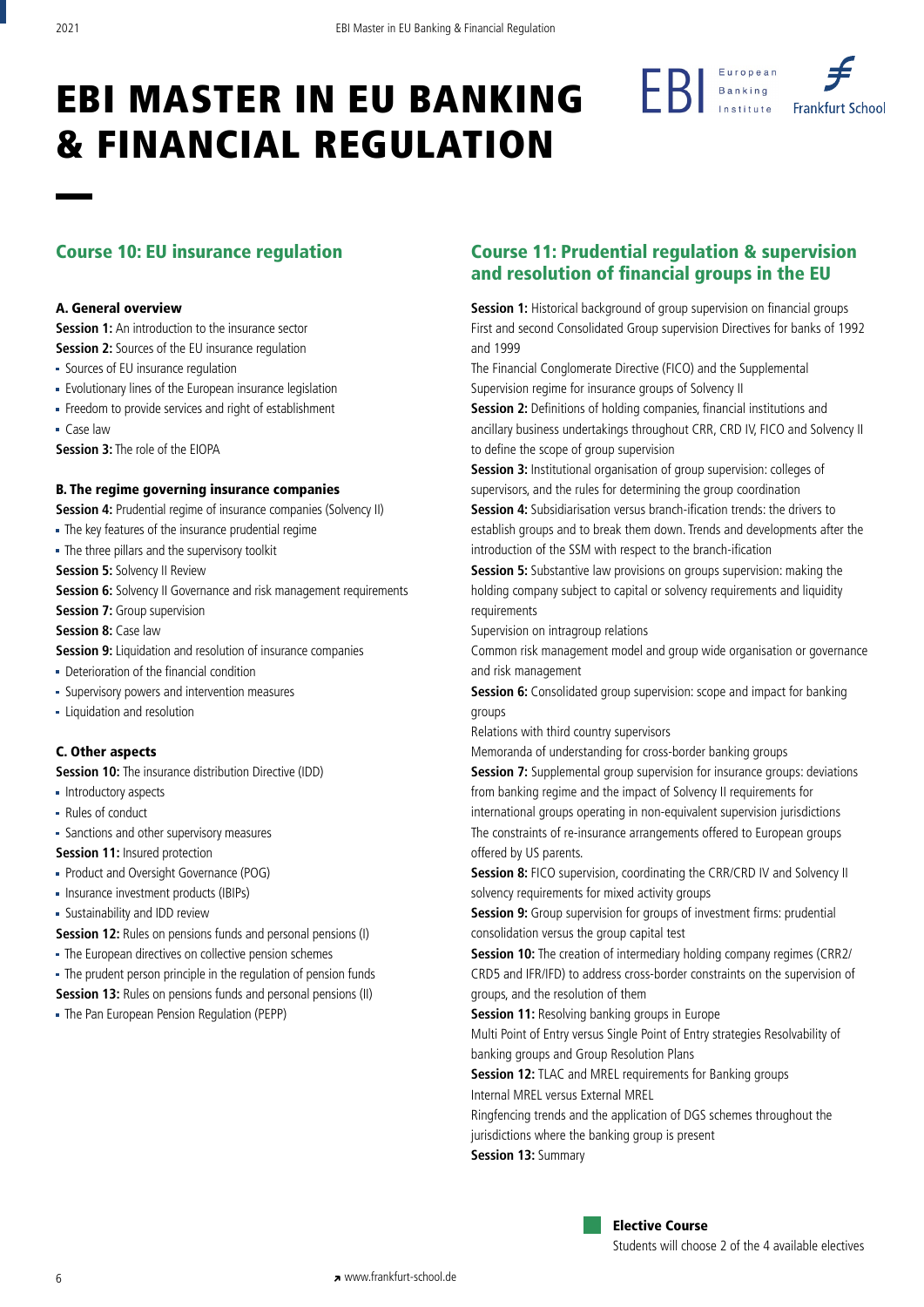# EBI MASTER IN EU BANKING & FINANCIAL REGULATION

## Course 10: EU insurance regulation

**A. General overview**

**Session 1:** An introduction to the insurance sector

**Session 2:** Sources of the EU insurance regulation

- Sources of EU insurance regulation
- Evolutionary lines of the European insurance legislation
- Freedom to provide services and right of establishment
- Case law

**Session 3:** The role of the EIOPA

**B. The regime governing insurance companies**

**Session 4:** Prudential regime of insurance companies (Solvency II)

- The key features of the insurance prudential regime
- The three pillars and the supervisory toolkit

**Session 5:** Solvency II Review

**Session 6:** Solvency II Governance and risk management requirements

**Session 7:** Group supervision

**Session 8:** Case law

**Session 9:** Liquidation and resolution of insurance companies

- Deterioration of the financial condition
- Supervisory powers and intervention measures
- Liquidation and resolution

**C. Other aspects**

**Session 10:** The insurance distribution Directive (IDD)

- Introductory aspects
- Rules of conduct
- Sanctions and other supervisory measures

**Session 11:** Insured protection

- Product and Oversight Governance (POG)
- Insurance investment products (IBIPs)
- Sustainability and IDD review

**Session 12:** Rules on pensions funds and personal pensions (I)

- The European directives on collective pension schemes
- The prudent person principle in the regulation of pension funds

**Session 13:** Rules on pensions funds and personal pensions (II)

- The Pan European Pension Regulation (PEPP)

## Course 11: Prudential regulation & supervision and resolution of financial groups in the EU

**Session 1:** Historical background of group supervision on financial groups
First and second Consolidated Group supervision Directives for banks of 1992 and 1999
The Financial Conglomerate Directive (FICO) and the Supplemental Supervision regime for insurance groups of Solvency II

**Session 2:** Definitions of holding companies, financial institutions and ancillary business undertakings throughout CRR, CRD IV, FICO and Solvency II to define the scope of group supervision

**Session 3:** Institutional organisation of group supervision: colleges of supervisors, and the rules for determining the group coordination

**Session 4:** Subsidiarisation versus branch-ification trends: the drivers to establish groups and to break them down. Trends and developments after the introduction of the SSM with respect to the branch-ification

**Session 5:** Substantive law provisions on groups supervision: making the holding company subject to capital or solvency requirements and liquidity requirements
Supervision on intragroup relations
Common risk management model and group wide organisation or governance and risk management

**Session 6:** Consolidated group supervision: scope and impact for banking groups
Relations with third country supervisors
Memoranda of understanding for cross-border banking groups

**Session 7:** Supplemental group supervision for insurance groups: deviations from banking regime and the impact of Solvency II requirements for international groups operating in non-equivalent supervision jurisdictions
The constraints of re-insurance arrangements offered to European groups offered by US parents.

**Session 8:** FICO supervision, coordinating the CRR/CRD IV and Solvency II solvency requirements for mixed activity groups

**Session 9:** Group supervision for groups of investment firms: prudential consolidation versus the group capital test

**Session 10:** The creation of intermediary holding company regimes (CRR2/CRD5 and IFR/IFD) to address cross-border constraints on the supervision of groups, and the resolution of them

**Session 11:** Resolving banking groups in Europe
Multi Point of Entry versus Single Point of Entry strategies Resolvability of banking groups and Group Resolution Plans

**Session 12:** TLAC and MREL requirements for Banking groups
Internal MREL versus External MREL
Ringfencing trends and the application of DGS schemes throughout the jurisdictions where the banking group is present

**Session 13:** Summary

**Elective Course**
Students will choose 2 of the 4 available electives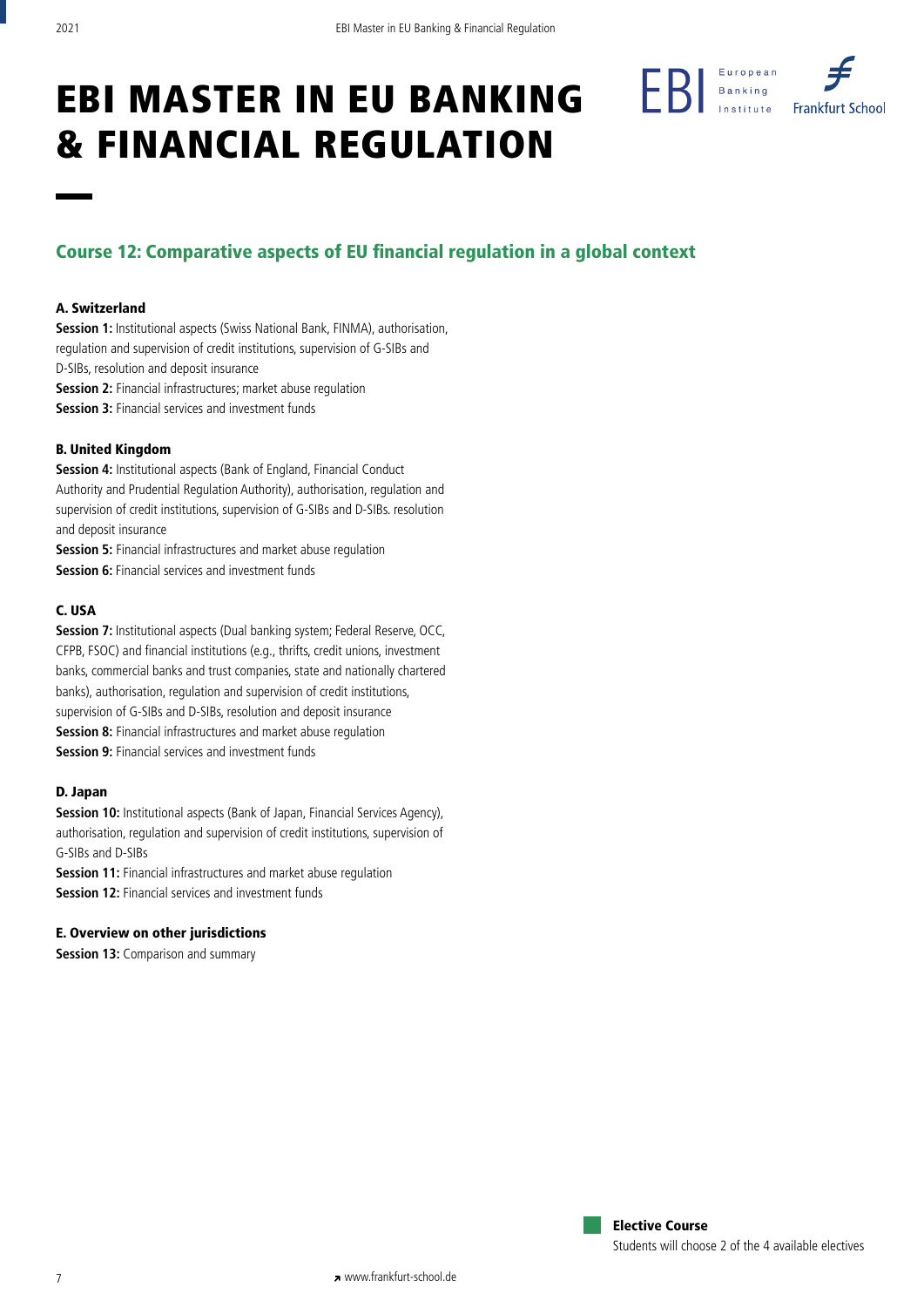# EBI MASTER IN EU BANKING & FINANCIAL REGULATION

## Course 12: Comparative aspects of EU financial regulation in a global context

**A. Switzerland**

**Session 1:** Institutional aspects (Swiss National Bank, FINMA), authorisation, regulation and supervision of credit institutions, supervision of G-SIBs and D-SIBs, resolution and deposit insurance

**Session 2:** Financial infrastructures; market abuse regulation

**Session 3:** Financial services and investment funds

**B. United Kingdom**

**Session 4:** Institutional aspects (Bank of England, Financial Conduct Authority and Prudential Regulation Authority), authorisation, regulation and supervision of credit institutions, supervision of G-SIBs and D-SIBs. resolution and deposit insurance

**Session 5:** Financial infrastructures and market abuse regulation

**Session 6:** Financial services and investment funds

**C. USA**

**Session 7:** Institutional aspects (Dual banking system; Federal Reserve, OCC, CFPB, FSOC) and financial institutions (e.g., thrifts, credit unions, investment banks, commercial banks and trust companies, state and nationally chartered banks), authorisation, regulation and supervision of credit institutions, supervision of G-SIBs and D-SIBs, resolution and deposit insurance

**Session 8:** Financial infrastructures and market abuse regulation

**Session 9:** Financial services and investment funds

**D. Japan**

**Session 10:** Institutional aspects (Bank of Japan, Financial Services Agency), authorisation, regulation and supervision of credit institutions, supervision of G-SIBs and D-SIBs

**Session 11:** Financial infrastructures and market abuse regulation

**Session 12:** Financial services and investment funds

**E. Overview on other jurisdictions**

**Session 13:** Comparison and summary

**Elective Course**
Students will choose 2 of the 4 available electives